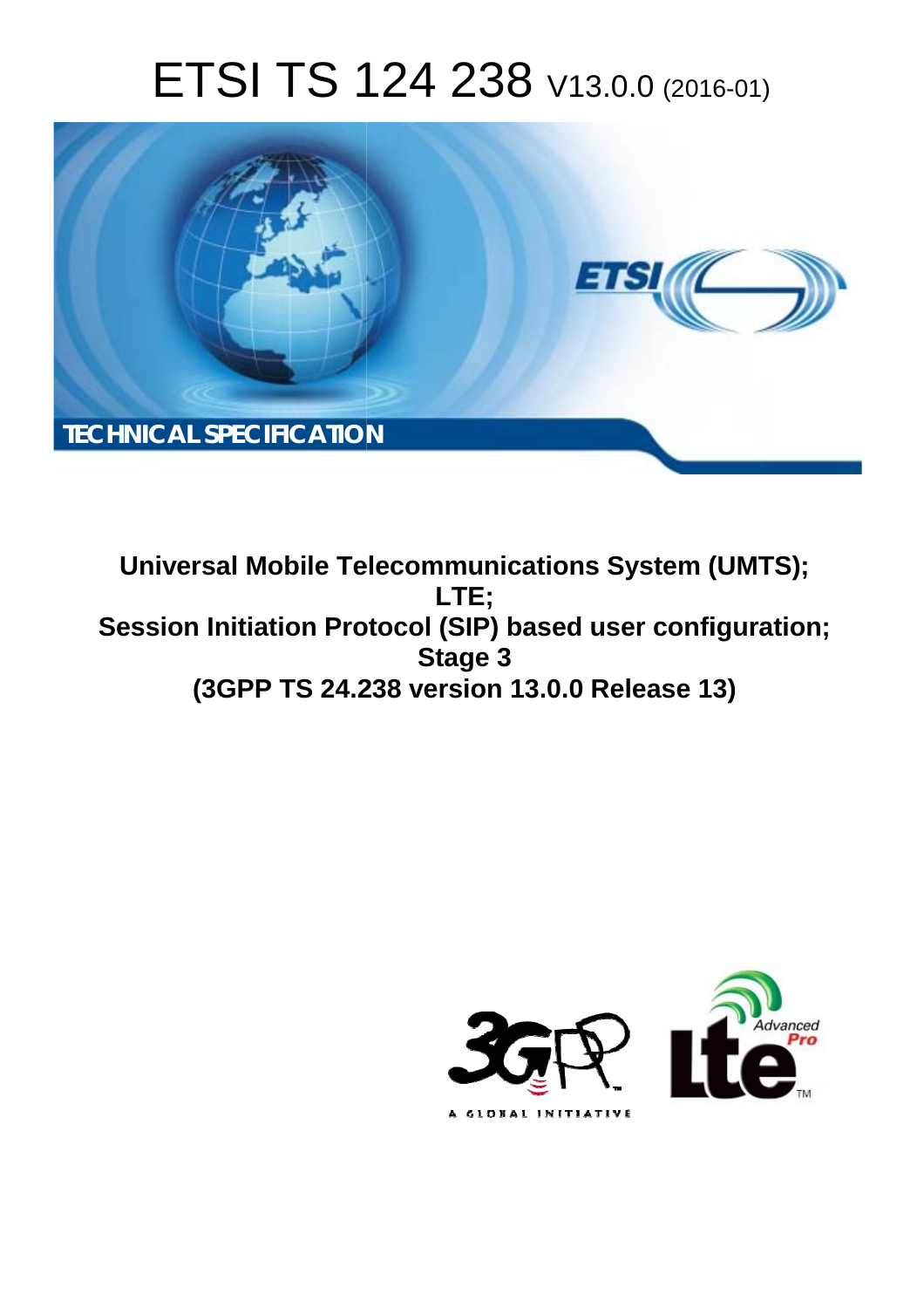# ETSI TS 124 238 V13.0.0 (2016-01)

TECHNICAL SPECIFICATION

**Universal Mobile Telecommunications System (UMTS); LTE; Session Initiation Protocol (SIP) based user configuration; Stage 3 (3GPP TS 24.238 version 13.0.0 Release 13)**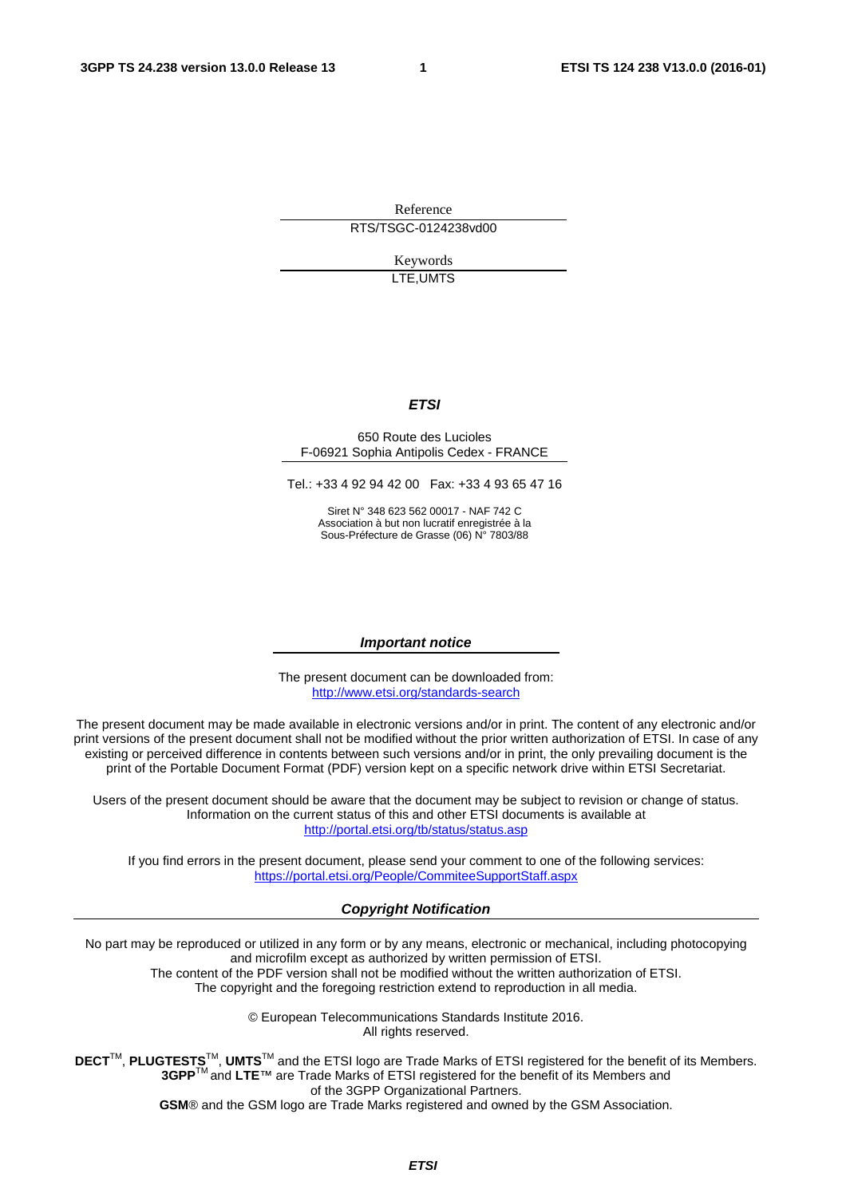Reference

RTS/TSGC-0124238vd00

Keywords

LTE,UMTS

***ETSI***

650 Route des Lucioles
F-06921 Sophia Antipolis Cedex - FRANCE

Tel.: +33 4 92 94 42 00 Fax: +33 4 93 65 47 16

Siret N° 348 623 562 00017 - NAF 742 C
Association à but non lucratif enregistrée à la
Sous-Préfecture de Grasse (06) N° 7803/88

***Important notice***

The present document can be downloaded from:
http://www.etsi.org/standards-search

The present document may be made available in electronic versions and/or in print. The content of any electronic and/or print versions of the present document shall not be modified without the prior written authorization of ETSI. In case of any existing or perceived difference in contents between such versions and/or in print, the only prevailing document is the print of the Portable Document Format (PDF) version kept on a specific network drive within ETSI Secretariat.

Users of the present document should be aware that the document may be subject to revision or change of status. Information on the current status of this and other ETSI documents is available at
http://portal.etsi.org/tb/status/status.asp

If you find errors in the present document, please send your comment to one of the following services:
https://portal.etsi.org/People/CommiteeSupportStaff.aspx

***Copyright Notification***

No part may be reproduced or utilized in any form or by any means, electronic or mechanical, including photocopying and microfilm except as authorized by written permission of ETSI.
The content of the PDF version shall not be modified without the written authorization of ETSI.
The copyright and the foregoing restriction extend to reproduction in all media.

© European Telecommunications Standards Institute 2016.
All rights reserved.

**DECT**™, **PLUGTESTS**™, **UMTS**™ and the ETSI logo are Trade Marks of ETSI registered for the benefit of its Members.
**3GPP**™ and **LTE**™ are Trade Marks of ETSI registered for the benefit of its Members and of the 3GPP Organizational Partners.
**GSM**® and the GSM logo are Trade Marks registered and owned by the GSM Association.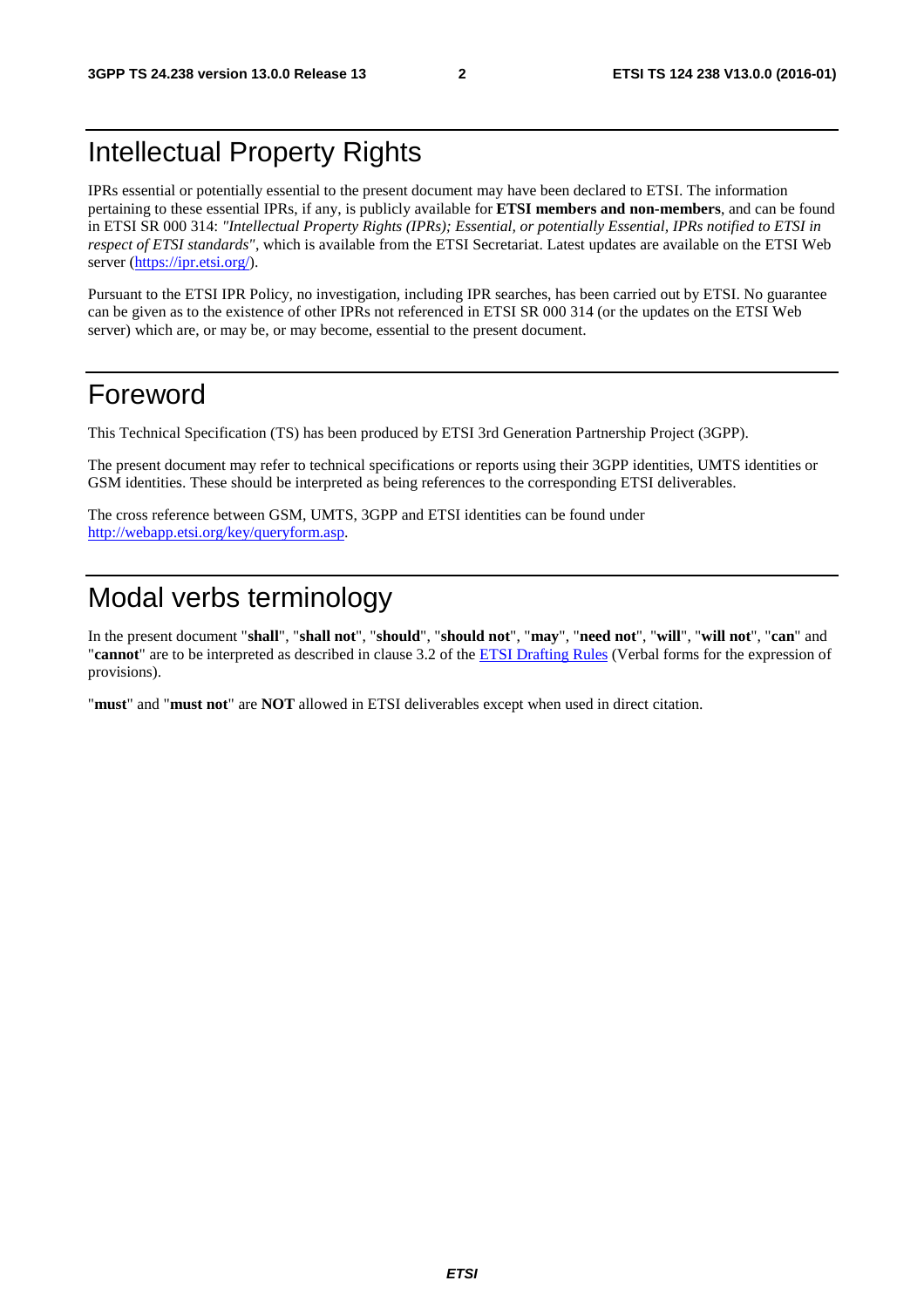# Intellectual Property Rights

IPRs essential or potentially essential to the present document may have been declared to ETSI. The information pertaining to these essential IPRs, if any, is publicly available for **ETSI members and non-members**, and can be found in ETSI SR 000 314: *"Intellectual Property Rights (IPRs); Essential, or potentially Essential, IPRs notified to ETSI in respect of ETSI standards"*, which is available from the ETSI Secretariat. Latest updates are available on the ETSI Web server (https://ipr.etsi.org/).

Pursuant to the ETSI IPR Policy, no investigation, including IPR searches, has been carried out by ETSI. No guarantee can be given as to the existence of other IPRs not referenced in ETSI SR 000 314 (or the updates on the ETSI Web server) which are, or may be, or may become, essential to the present document.

# Foreword

This Technical Specification (TS) has been produced by ETSI 3rd Generation Partnership Project (3GPP).

The present document may refer to technical specifications or reports using their 3GPP identities, UMTS identities or GSM identities. These should be interpreted as being references to the corresponding ETSI deliverables.

The cross reference between GSM, UMTS, 3GPP and ETSI identities can be found under http://webapp.etsi.org/key/queryform.asp.

# Modal verbs terminology

In the present document "**shall**", "**shall not**", "**should**", "**should not**", "**may**", "**need not**", "**will**", "**will not**", "**can**" and "**cannot**" are to be interpreted as described in clause 3.2 of the ETSI Drafting Rules (Verbal forms for the expression of provisions).

"**must**" and "**must not**" are **NOT** allowed in ETSI deliverables except when used in direct citation.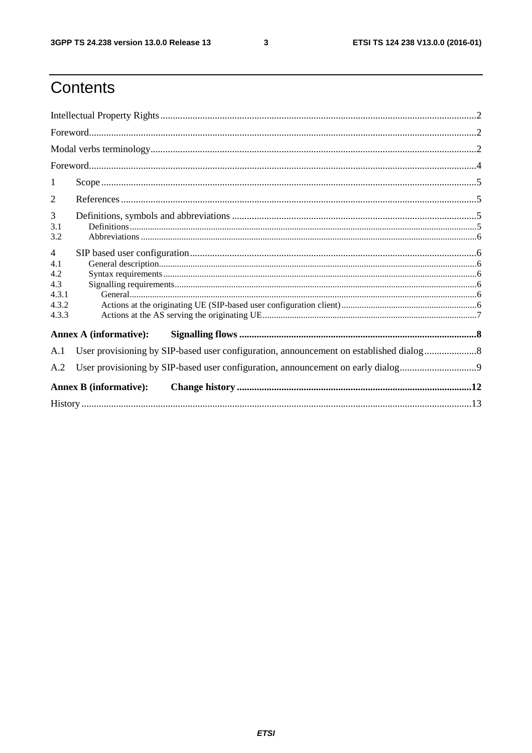# Contents

Intellectual Property Rights ..... 2

Foreword ..... 2

Modal verbs terminology ..... 2

Foreword ..... 4

1 Scope ..... 5

2 References ..... 5

3 Definitions, symbols and abbreviations ..... 5

3.1 Definitions ..... 5

3.2 Abbreviations ..... 6

4 SIP based user configuration ..... 6

4.1 General description ..... 6

4.2 Syntax requirements ..... 6

4.3 Signalling requirements ..... 6

4.3.1 General ..... 6

4.3.2 Actions at the originating UE (SIP-based user configuration client) ..... 6

4.3.3 Actions at the AS serving the originating UE ..... 7

**Annex A (informative): Signalling flows ..... 8**

A.1 User provisioning by SIP-based user configuration, announcement on established dialog ..... 8

A.2 User provisioning by SIP-based user configuration, announcement on early dialog ..... 9

**Annex B (informative): Change history ..... 12**

History ..... 13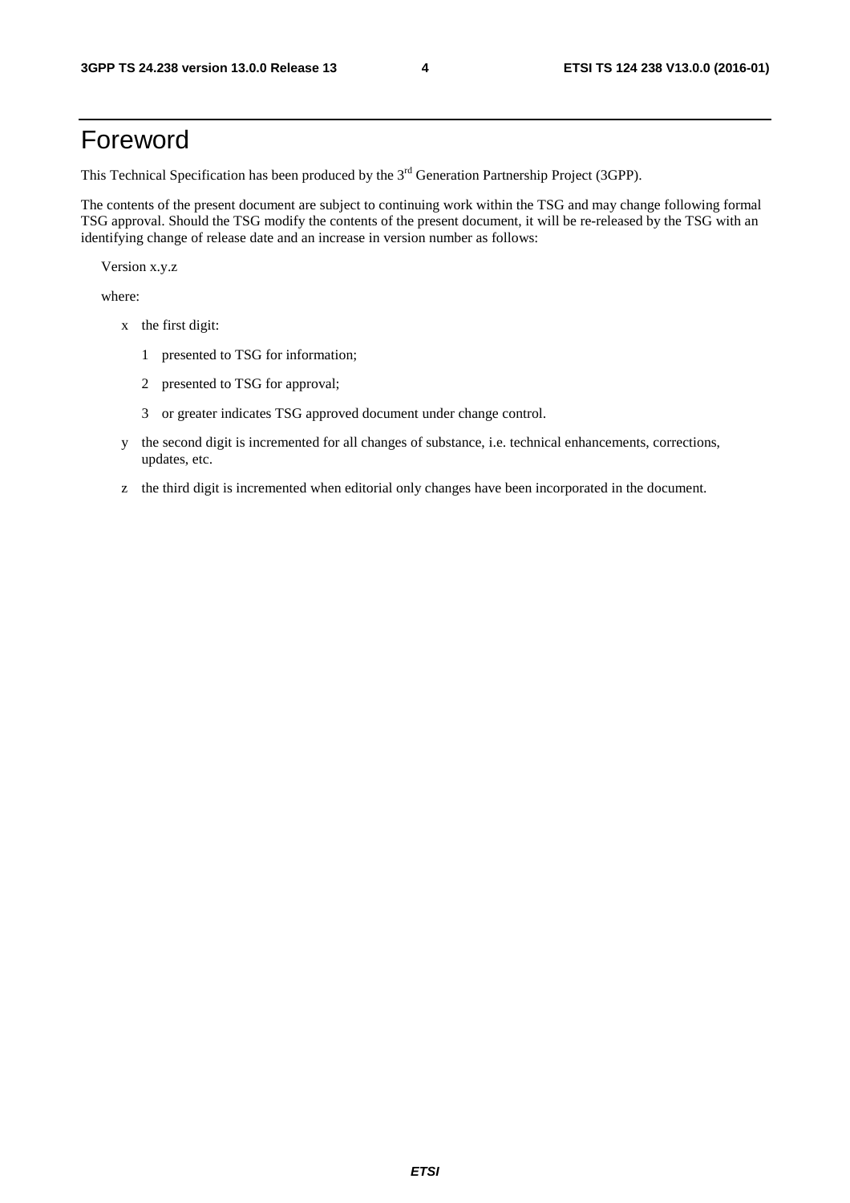# Foreword

This Technical Specification has been produced by the 3rd Generation Partnership Project (3GPP).

The contents of the present document are subject to continuing work within the TSG and may change following formal TSG approval. Should the TSG modify the contents of the present document, it will be re-released by the TSG with an identifying change of release date and an increase in version number as follows:

Version x.y.z

where:

- x the first digit:
  - 1 presented to TSG for information;
  - 2 presented to TSG for approval;
  - 3 or greater indicates TSG approved document under change control.
- y the second digit is incremented for all changes of substance, i.e. technical enhancements, corrections, updates, etc.
- z the third digit is incremented when editorial only changes have been incorporated in the document.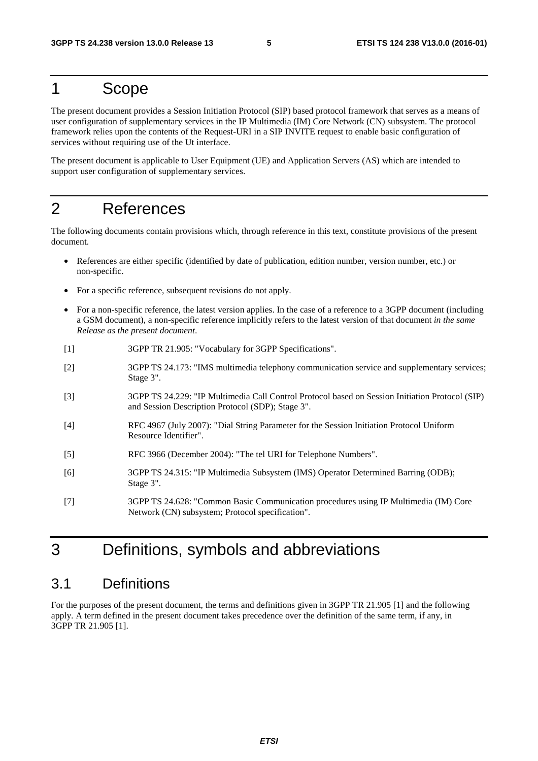# 1 Scope

The present document provides a Session Initiation Protocol (SIP) based protocol framework that serves as a means of user configuration of supplementary services in the IP Multimedia (IM) Core Network (CN) subsystem. The protocol framework relies upon the contents of the Request-URI in a SIP INVITE request to enable basic configuration of services without requiring use of the Ut interface.

The present document is applicable to User Equipment (UE) and Application Servers (AS) which are intended to support user configuration of supplementary services.

# 2 References

The following documents contain provisions which, through reference in this text, constitute provisions of the present document.

- References are either specific (identified by date of publication, edition number, version number, etc.) or non-specific.
- For a specific reference, subsequent revisions do not apply.
- For a non-specific reference, the latest version applies. In the case of a reference to a 3GPP document (including a GSM document), a non-specific reference implicitly refers to the latest version of that document *in the same Release as the present document*.

[1] 3GPP TR 21.905: "Vocabulary for 3GPP Specifications".

[2] 3GPP TS 24.173: "IMS multimedia telephony communication service and supplementary services; Stage 3".

[3] 3GPP TS 24.229: "IP Multimedia Call Control Protocol based on Session Initiation Protocol (SIP) and Session Description Protocol (SDP); Stage 3".

[4] RFC 4967 (July 2007): "Dial String Parameter for the Session Initiation Protocol Uniform Resource Identifier".

[5] RFC 3966 (December 2004): "The tel URI for Telephone Numbers".

[6] 3GPP TS 24.315: "IP Multimedia Subsystem (IMS) Operator Determined Barring (ODB); Stage 3".

[7] 3GPP TS 24.628: "Common Basic Communication procedures using IP Multimedia (IM) Core Network (CN) subsystem; Protocol specification".

# 3 Definitions, symbols and abbreviations

## 3.1 Definitions

For the purposes of the present document, the terms and definitions given in 3GPP TR 21.905 [1] and the following apply. A term defined in the present document takes precedence over the definition of the same term, if any, in 3GPP TR 21.905 [1].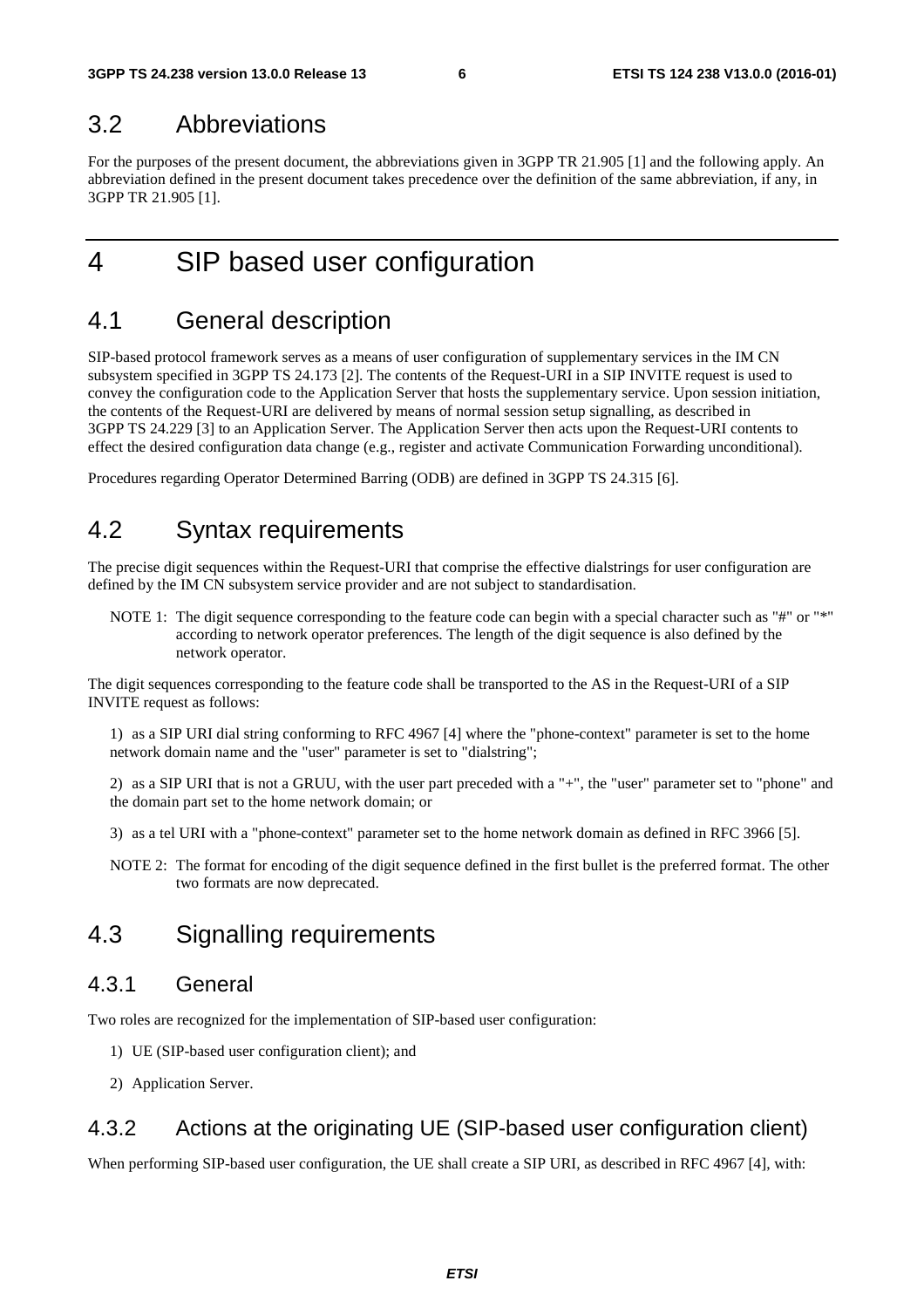## 3.2 Abbreviations

For the purposes of the present document, the abbreviations given in 3GPP TR 21.905 [1] and the following apply. An abbreviation defined in the present document takes precedence over the definition of the same abbreviation, if any, in 3GPP TR 21.905 [1].

# 4 SIP based user configuration

## 4.1 General description

SIP-based protocol framework serves as a means of user configuration of supplementary services in the IM CN subsystem specified in 3GPP TS 24.173 [2]. The contents of the Request-URI in a SIP INVITE request is used to convey the configuration code to the Application Server that hosts the supplementary service. Upon session initiation, the contents of the Request-URI are delivered by means of normal session setup signalling, as described in 3GPP TS 24.229 [3] to an Application Server. The Application Server then acts upon the Request-URI contents to effect the desired configuration data change (e.g., register and activate Communication Forwarding unconditional).

Procedures regarding Operator Determined Barring (ODB) are defined in 3GPP TS 24.315 [6].

## 4.2 Syntax requirements

The precise digit sequences within the Request-URI that comprise the effective dialstrings for user configuration are defined by the IM CN subsystem service provider and are not subject to standardisation.

NOTE 1: The digit sequence corresponding to the feature code can begin with a special character such as "#" or "*" according to network operator preferences. The length of the digit sequence is also defined by the network operator.

The digit sequences corresponding to the feature code shall be transported to the AS in the Request-URI of a SIP INVITE request as follows:

1) as a SIP URI dial string conforming to RFC 4967 [4] where the "phone-context" parameter is set to the home network domain name and the "user" parameter is set to "dialstring";

2) as a SIP URI that is not a GRUU, with the user part preceded with a "+", the "user" parameter set to "phone" and the domain part set to the home network domain; or

3) as a tel URI with a "phone-context" parameter set to the home network domain as defined in RFC 3966 [5].

NOTE 2: The format for encoding of the digit sequence defined in the first bullet is the preferred format. The other two formats are now deprecated.

## 4.3 Signalling requirements

### 4.3.1 General

Two roles are recognized for the implementation of SIP-based user configuration:

1) UE (SIP-based user configuration client); and

2) Application Server.

### 4.3.2 Actions at the originating UE (SIP-based user configuration client)

When performing SIP-based user configuration, the UE shall create a SIP URI, as described in RFC 4967 [4], with: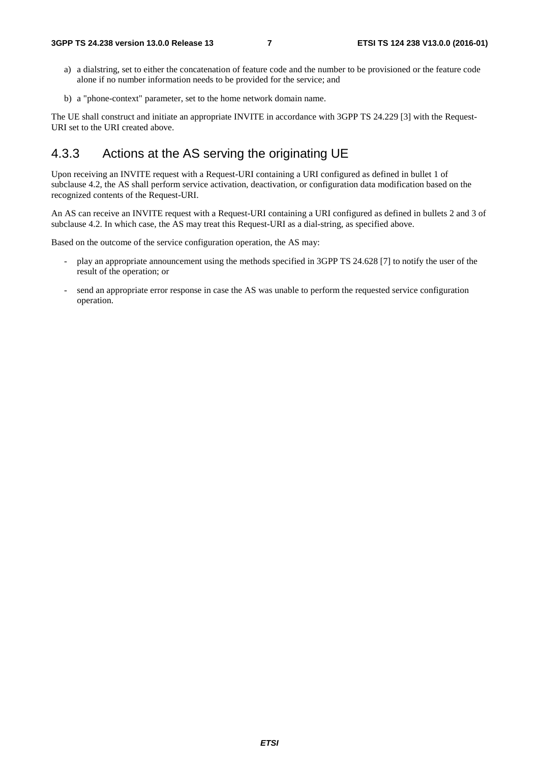a) a dialstring, set to either the concatenation of feature code and the number to be provisioned or the feature code alone if no number information needs to be provided for the service; and

b) a "phone-context" parameter, set to the home network domain name.

The UE shall construct and initiate an appropriate INVITE in accordance with 3GPP TS 24.229 [3] with the Request-URI set to the URI created above.

### 4.3.3 Actions at the AS serving the originating UE

Upon receiving an INVITE request with a Request-URI containing a URI configured as defined in bullet 1 of subclause 4.2, the AS shall perform service activation, deactivation, or configuration data modification based on the recognized contents of the Request-URI.

An AS can receive an INVITE request with a Request-URI containing a URI configured as defined in bullets 2 and 3 of subclause 4.2. In which case, the AS may treat this Request-URI as a dial-string, as specified above.

Based on the outcome of the service configuration operation, the AS may:

- play an appropriate announcement using the methods specified in 3GPP TS 24.628 [7] to notify the user of the result of the operation; or

- send an appropriate error response in case the AS was unable to perform the requested service configuration operation.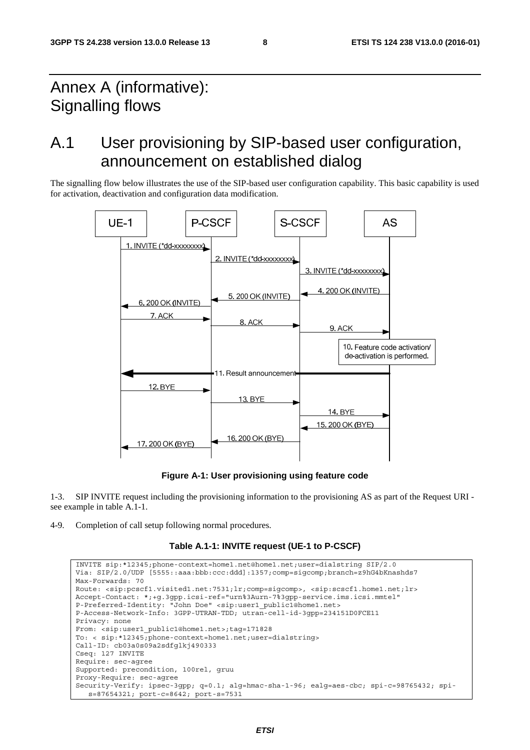# Annex A (informative): Signalling flows

## A.1 User provisioning by SIP-based user configuration, announcement on established dialog

The signalling flow below illustrates the use of the SIP-based user configuration capability. This basic capability is used for activation, deactivation and configuration data modification.

**Figure A-1: User provisioning using feature code**

1-3. SIP INVITE request including the provisioning information to the provisioning AS as part of the Request URI - see example in table A.1-1.

4-9. Completion of call setup following normal procedures.

**Table A.1-1: INVITE request (UE-1 to P-CSCF)**

```
INVITE sip:*12345;phone-context=home1.net@home1.net;user=dialstring SIP/2.0
Via: SIP/2.0/UDP [5555::aaa:bbb:ccc:ddd]:1357;comp=sigcomp;branch=z9hG4bKnashds7
Max-Forwards: 70
Route: <sip:pcscf1.visited1.net:7531;lr;comp=sigcomp>, <sip:scscf1.home1.net;lr>
Accept-Contact: *;+g.3gpp.icsi-ref="urn%3Aurn-7%3gpp-service.ims.icsi.mmtel"
P-Preferred-Identity: "John Doe" <sip:user1_public1@home1.net>
P-Access-Network-Info: 3GPP-UTRAN-TDD; utran-cell-id-3gpp=234151D0FCE11
Privacy: none
From: <sip:user1_public1@home1.net>;tag=171828
To: < sip:*12345;phone-context=home1.net;user=dialstring>
Call-ID: cb03a0s09a2sdfglkj490333
Cseq: 127 INVITE
Require: sec-agree
Supported: precondition, 100rel, gruu
Proxy-Require: sec-agree
Security-Verify: ipsec-3gpp; q=0.1; alg=hmac-sha-1-96; ealg=aes-cbc; spi-c=98765432; spi-
   s=87654321; port-c=8642; port-s=7531
```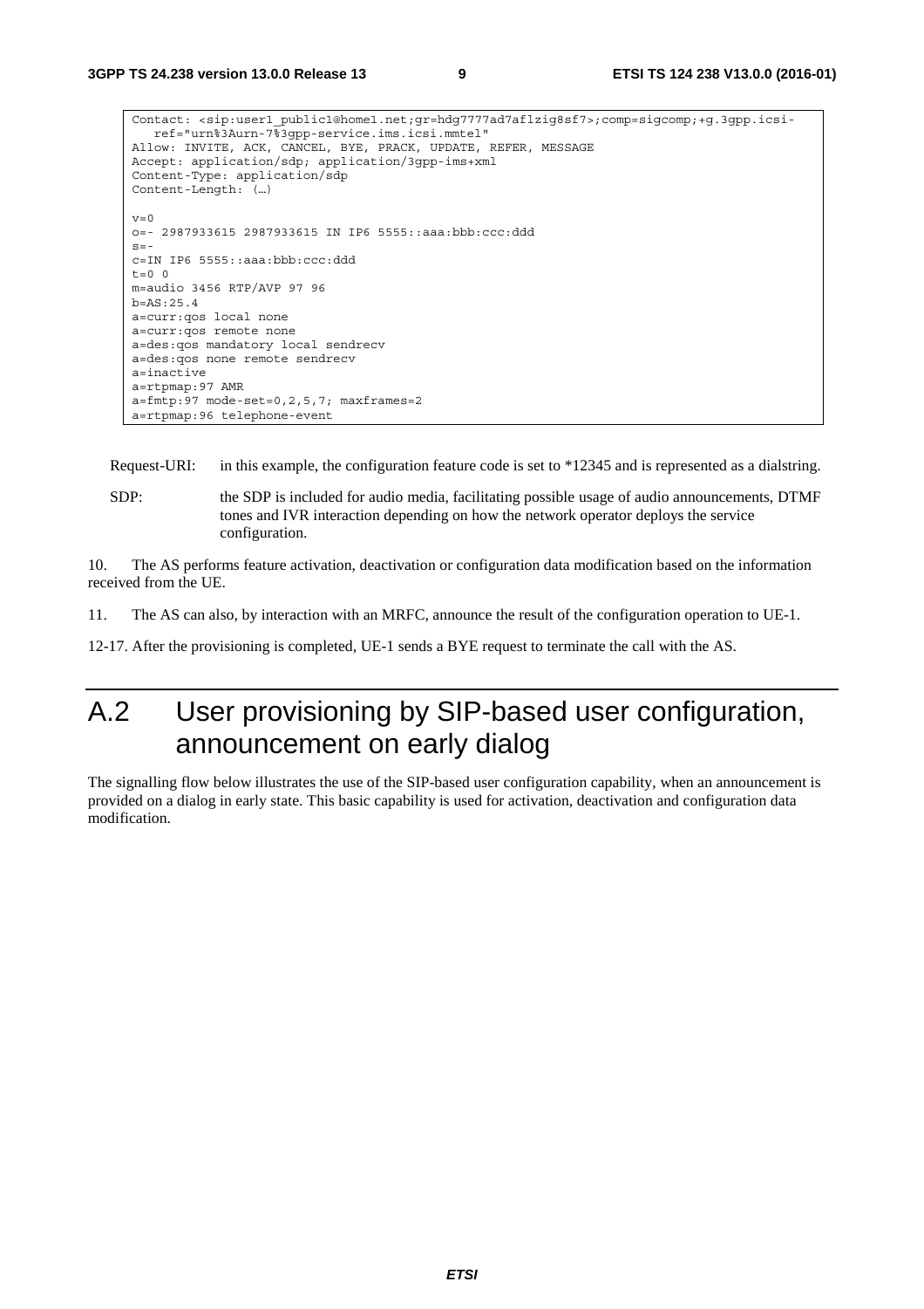```
Contact: <sip:user1_public1@home1.net;gr=hdg7777ad7aflzig8sf7>;comp=sigcomp;+g.3gpp.icsi-
   ref="urn%3Aurn-7%3gpp-service.ims.icsi.mmtel"
Allow: INVITE, ACK, CANCEL, BYE, PRACK, UPDATE, REFER, MESSAGE
Accept: application/sdp; application/3gpp-ims+xml
Content-Type: application/sdp
Content-Length: (…)

v=0
o=- 2987933615 2987933615 IN IP6 5555::aaa:bbb:ccc:ddd
s=-
c=IN IP6 5555::aaa:bbb:ccc:ddd
t=0 0
m=audio 3456 RTP/AVP 97 96
b=AS:25.4
a=curr:qos local none
a=curr:qos remote none
a=des:qos mandatory local sendrecv
a=des:qos none remote sendrecv
a=inactive
a=rtpmap:97 AMR
a=fmtp:97 mode-set=0,2,5,7; maxframes=2
a=rtpmap:96 telephone-event
```

Request-URI: in this example, the configuration feature code is set to *12345 and is represented as a dialstring.

SDP: the SDP is included for audio media, facilitating possible usage of audio announcements, DTMF tones and IVR interaction depending on how the network operator deploys the service configuration.

10. The AS performs feature activation, deactivation or configuration data modification based on the information received from the UE.

11. The AS can also, by interaction with an MRFC, announce the result of the configuration operation to UE-1.

12-17. After the provisioning is completed, UE-1 sends a BYE request to terminate the call with the AS.

# A.2 User provisioning by SIP-based user configuration, announcement on early dialog

The signalling flow below illustrates the use of the SIP-based user configuration capability, when an announcement is provided on a dialog in early state. This basic capability is used for activation, deactivation and configuration data modification.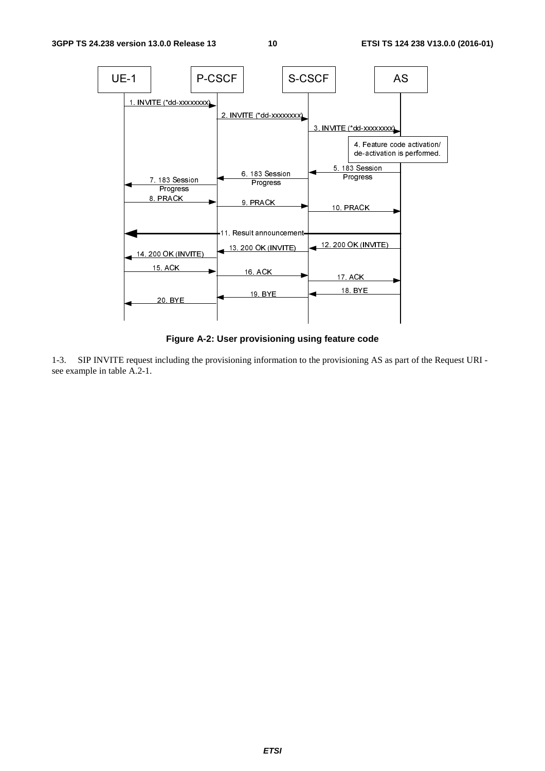**Figure A-2: User provisioning using feature code**

1-3. SIP INVITE request including the provisioning information to the provisioning AS as part of the Request URI - see example in table A.2-1.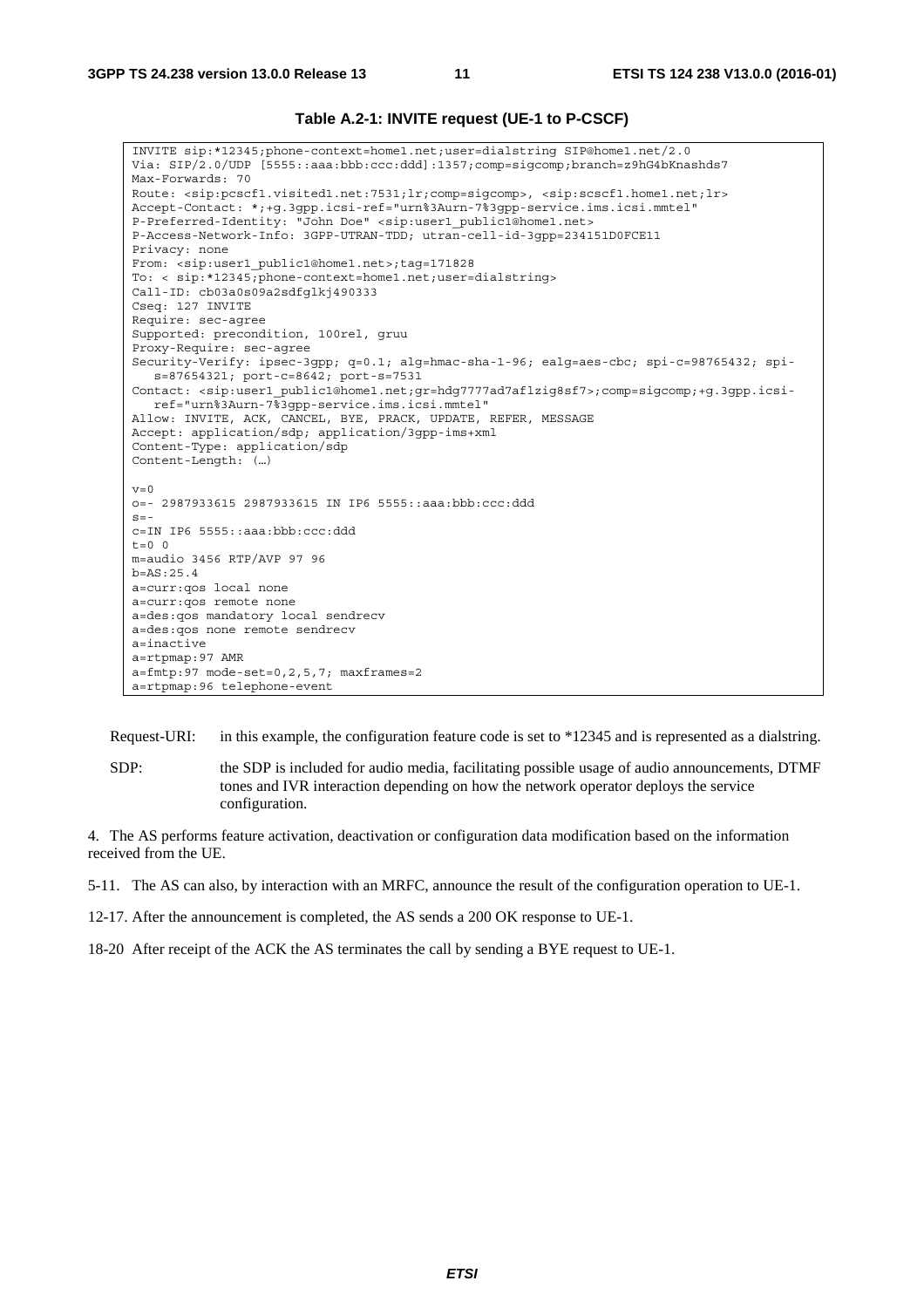**Table A.2-1: INVITE request (UE-1 to P-CSCF)**

```
INVITE sip:*12345;phone-context=home1.net;user=dialstring SIP@home1.net/2.0
Via: SIP/2.0/UDP [5555::aaa:bbb:ccc:ddd]:1357;comp=sigcomp;branch=z9hG4bKnashds7
Max-Forwards: 70
Route: <sip:pcscf1.visited1.net:7531;lr;comp=sigcomp>, <sip:scscf1.home1.net;lr>
Accept-Contact: *;+g.3gpp.icsi-ref="urn%3Aurn-7%3gpp-service.ims.icsi.mmtel"
P-Preferred-Identity: "John Doe" <sip:user1_public1@home1.net>
P-Access-Network-Info: 3GPP-UTRAN-TDD; utran-cell-id-3gpp=234151D0FCE11
Privacy: none
From: <sip:user1_public1@home1.net>;tag=171828
To: < sip:*12345;phone-context=home1.net;user=dialstring>
Call-ID: cb03a0s09a2sdfglkj490333
Cseq: 127 INVITE
Require: sec-agree
Supported: precondition, 100rel, gruu
Proxy-Require: sec-agree
Security-Verify: ipsec-3gpp; q=0.1; alg=hmac-sha-1-96; ealg=aes-cbc; spi-c=98765432; spi-
   s=87654321; port-c=8642; port-s=7531
Contact: <sip:user1_public1@home1.net;gr=hdg7777ad7aflzig8sf7>;comp=sigcomp;+g.3gpp.icsi-
   ref="urn%3Aurn-7%3gpp-service.ims.icsi.mmtel"
Allow: INVITE, ACK, CANCEL, BYE, PRACK, UPDATE, REFER, MESSAGE
Accept: application/sdp; application/3gpp-ims+xml
Content-Type: application/sdp
Content-Length: (…)

v=0
o=- 2987933615 2987933615 IN IP6 5555::aaa:bbb:ccc:ddd
s=-
c=IN IP6 5555::aaa:bbb:ccc:ddd
t=0 0
m=audio 3456 RTP/AVP 97 96
b=AS:25.4
a=curr:qos local none
a=curr:qos remote none
a=des:qos mandatory local sendrecv
a=des:qos none remote sendrecv
a=inactive
a=rtpmap:97 AMR
a=fmtp:97 mode-set=0,2,5,7; maxframes=2
a=rtpmap:96 telephone-event
```

Request-URI: in this example, the configuration feature code is set to *12345 and is represented as a dialstring.

SDP: the SDP is included for audio media, facilitating possible usage of audio announcements, DTMF tones and IVR interaction depending on how the network operator deploys the service configuration.

4. The AS performs feature activation, deactivation or configuration data modification based on the information received from the UE.

5-11. The AS can also, by interaction with an MRFC, announce the result of the configuration operation to UE-1.

12-17. After the announcement is completed, the AS sends a 200 OK response to UE-1.

18-20 After receipt of the ACK the AS terminates the call by sending a BYE request to UE-1.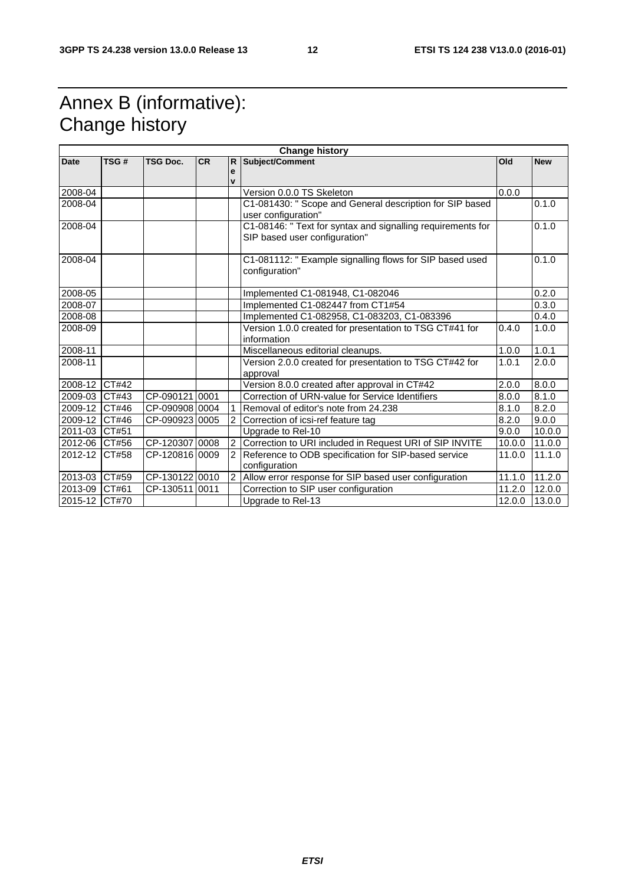# Annex B (informative): Change history

| Change history | | | | | | | |
|---|---|---|---|---|---|---|---|
| **Date** | **TSG #** | **TSG Doc.** | **CR** | **Rev** | **Subject/Comment** | **Old** | **New** |
| 2008-04 | | | | | Version 0.0.0 TS Skeleton | 0.0.0 | |
| 2008-04 | | | | | C1-081430: " Scope and General description for SIP based user configuration" | | 0.1.0 |
| 2008-04 | | | | | C1-08146: " Text for syntax and signalling requirements for SIP based user configuration" | | 0.1.0 |
| 2008-04 | | | | | C1-081112: " Example signalling flows for SIP based used configuration" | | 0.1.0 |
| 2008-05 | | | | | Implemented C1-081948, C1-082046 | | 0.2.0 |
| 2008-07 | | | | | Implemented C1-082447 from CT1#54 | | 0.3.0 |
| 2008-08 | | | | | Implemented C1-082958, C1-083203, C1-083396 | | 0.4.0 |
| 2008-09 | | | | | Version 1.0.0 created for presentation to TSG CT#41 for information | 0.4.0 | 1.0.0 |
| 2008-11 | | | | | Miscellaneous editorial cleanups. | 1.0.0 | 1.0.1 |
| 2008-11 | | | | | Version 2.0.0 created for presentation to TSG CT#42 for approval | 1.0.1 | 2.0.0 |
| 2008-12 | CT#42 | | | | Version 8.0.0 created after approval in CT#42 | 2.0.0 | 8.0.0 |
| 2009-03 | CT#43 | CP-090121 | 0001 | | Correction of URN-value for Service Identifiers | 8.0.0 | 8.1.0 |
| 2009-12 | CT#46 | CP-090908 | 0004 | 1 | Removal of editor's note from 24.238 | 8.1.0 | 8.2.0 |
| 2009-12 | CT#46 | CP-090923 | 0005 | 2 | Correction of icsi-ref feature tag | 8.2.0 | 9.0.0 |
| 2011-03 | CT#51 | | | | Upgrade to Rel-10 | 9.0.0 | 10.0.0 |
| 2012-06 | CT#56 | CP-120307 | 0008 | 2 | Correction to URI included in Request URI of SIP INVITE | 10.0.0 | 11.0.0 |
| 2012-12 | CT#58 | CP-120816 | 0009 | 2 | Reference to ODB specification for SIP-based service configuration | 11.0.0 | 11.1.0 |
| 2013-03 | CT#59 | CP-130122 | 0010 | 2 | Allow error response for SIP based user configuration | 11.1.0 | 11.2.0 |
| 2013-09 | CT#61 | CP-130511 | 0011 | | Correction to SIP user configuration | 11.2.0 | 12.0.0 |
| 2015-12 | CT#70 | | | | Upgrade to Rel-13 | 12.0.0 | 13.0.0 |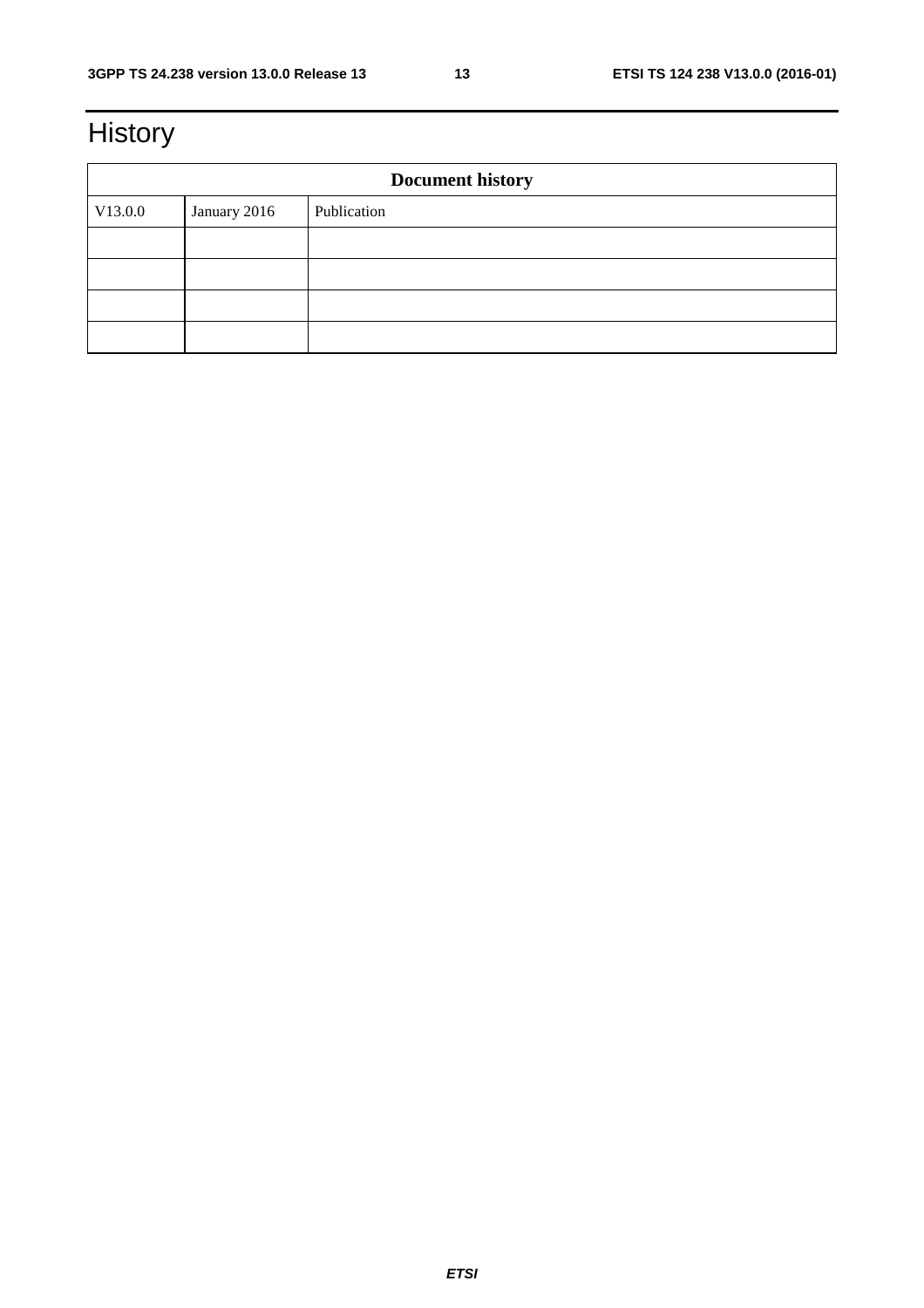# History

| Document history | | |
|---|---|---|
| V13.0.0 | January 2016 | Publication |
| | | |
| | | |
| | | |
| | | |